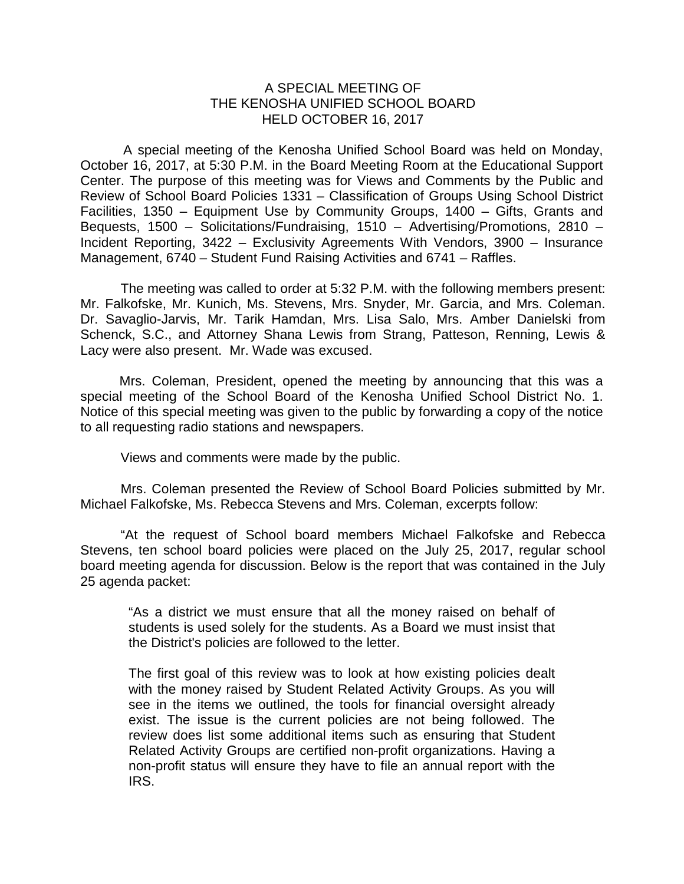# A SPECIAL MEETING OF THE KENOSHA UNIFIED SCHOOL BOARD HELD OCTOBER 16, 2017

A special meeting of the Kenosha Unified School Board was held on Monday, October 16, 2017, at 5:30 P.M. in the Board Meeting Room at the Educational Support Center. The purpose of this meeting was for Views and Comments by the Public and Review of School Board Policies 1331 – Classification of Groups Using School District Facilities, 1350 – Equipment Use by Community Groups, 1400 – Gifts, Grants and Bequests, 1500 – Solicitations/Fundraising, 1510 – Advertising/Promotions, 2810 – Incident Reporting, 3422 – Exclusivity Agreements With Vendors, 3900 – Insurance Management, 6740 – Student Fund Raising Activities and 6741 – Raffles.

The meeting was called to order at 5:32 P.M. with the following members present: Mr. Falkofske, Mr. Kunich, Ms. Stevens, Mrs. Snyder, Mr. Garcia, and Mrs. Coleman. Dr. Savaglio-Jarvis, Mr. Tarik Hamdan, Mrs. Lisa Salo, Mrs. Amber Danielski from Schenck, S.C., and Attorney Shana Lewis from Strang, Patteson, Renning, Lewis & Lacy were also present. Mr. Wade was excused.

Mrs. Coleman, President, opened the meeting by announcing that this was a special meeting of the School Board of the Kenosha Unified School District No. 1. Notice of this special meeting was given to the public by forwarding a copy of the notice to all requesting radio stations and newspapers.

Views and comments were made by the public.

Mrs. Coleman presented the Review of School Board Policies submitted by Mr. Michael Falkofske, Ms. Rebecca Stevens and Mrs. Coleman, excerpts follow:

"At the request of School board members Michael Falkofske and Rebecca Stevens, ten school board policies were placed on the July 25, 2017, regular school board meeting agenda for discussion. Below is the report that was contained in the July 25 agenda packet:

> "As a district we must ensure that all the money raised on behalf of students is used solely for the students. As a Board we must insist that the District's policies are followed to the letter.
>
> The first goal of this review was to look at how existing policies dealt with the money raised by Student Related Activity Groups. As you will see in the items we outlined, the tools for financial oversight already exist. The issue is the current policies are not being followed. The review does list some additional items such as ensuring that Student Related Activity Groups are certified non-profit organizations. Having a non-profit status will ensure they have to file an annual report with the IRS.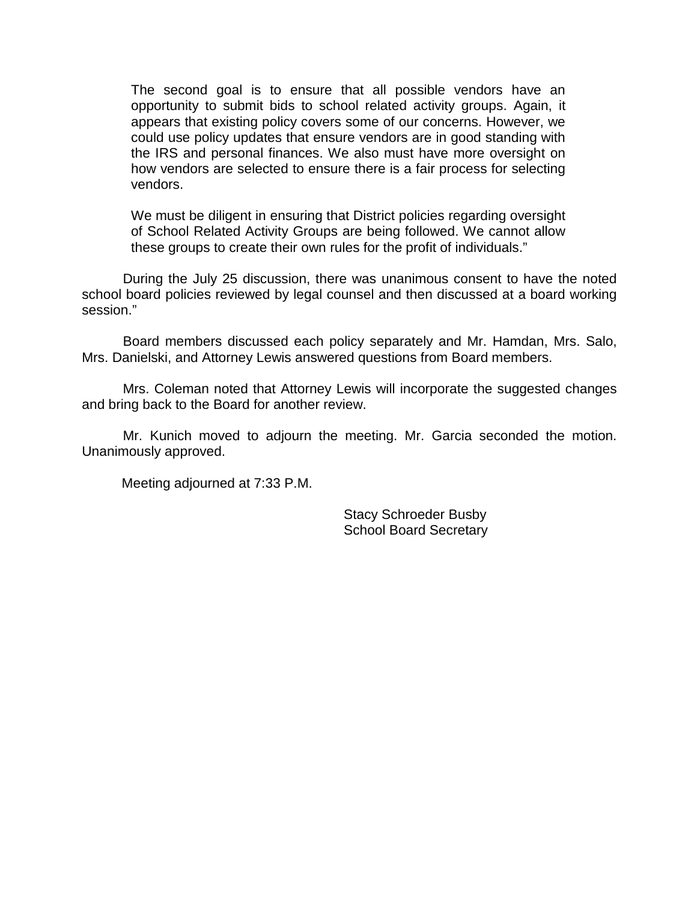The second goal is to ensure that all possible vendors have an opportunity to submit bids to school related activity groups. Again, it appears that existing policy covers some of our concerns. However, we could use policy updates that ensure vendors are in good standing with the IRS and personal finances. We also must have more oversight on how vendors are selected to ensure there is a fair process for selecting vendors.

We must be diligent in ensuring that District policies regarding oversight of School Related Activity Groups are being followed. We cannot allow these groups to create their own rules for the profit of individuals."

During the July 25 discussion, there was unanimous consent to have the noted school board policies reviewed by legal counsel and then discussed at a board working session."

Board members discussed each policy separately and Mr. Hamdan, Mrs. Salo, Mrs. Danielski, and Attorney Lewis answered questions from Board members.

Mrs. Coleman noted that Attorney Lewis will incorporate the suggested changes and bring back to the Board for another review.

Mr. Kunich moved to adjourn the meeting. Mr. Garcia seconded the motion. Unanimously approved.

Meeting adjourned at 7:33 P.M.

Stacy Schroeder Busby  
School Board Secretary